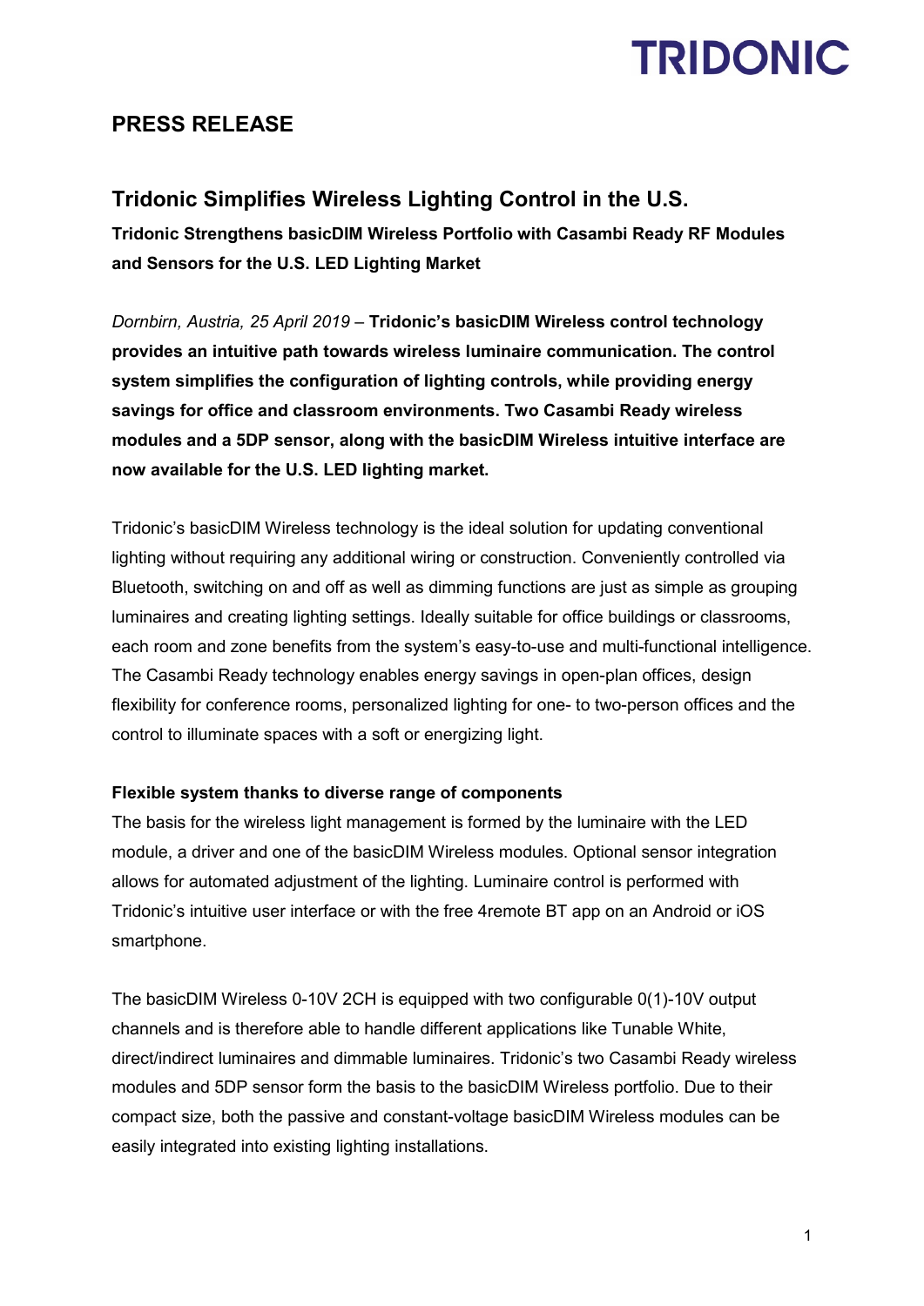TRIDONIC

## PRESS RELEASE

# Tridonic Simplifies Wireless Lighting Control in the U.S.

**Tridonic Strengthens basicDIM Wireless Portfolio with Casambi Ready RF Modules and Sensors for the U.S. LED Lighting Market**

*Dornbirn, Austria, 25 April 2019* – **Tridonic's basicDIM Wireless control technology provides an intuitive path towards wireless luminaire communication. The control system simplifies the configuration of lighting controls, while providing energy savings for office and classroom environments. Two Casambi Ready wireless modules and a 5DP sensor, along with the basicDIM Wireless intuitive interface are now available for the U.S. LED lighting market.**

Tridonic's basicDIM Wireless technology is the ideal solution for updating conventional lighting without requiring any additional wiring or construction. Conveniently controlled via Bluetooth, switching on and off as well as dimming functions are just as simple as grouping luminaires and creating lighting settings. Ideally suitable for office buildings or classrooms, each room and zone benefits from the system's easy-to-use and multi-functional intelligence. The Casambi Ready technology enables energy savings in open-plan offices, design flexibility for conference rooms, personalized lighting for one- to two-person offices and the control to illuminate spaces with a soft or energizing light.

### Flexible system thanks to diverse range of components

The basis for the wireless light management is formed by the luminaire with the LED module, a driver and one of the basicDIM Wireless modules. Optional sensor integration allows for automated adjustment of the lighting. Luminaire control is performed with Tridonic's intuitive user interface or with the free 4remote BT app on an Android or iOS smartphone.

The basicDIM Wireless 0-10V 2CH is equipped with two configurable 0(1)-10V output channels and is therefore able to handle different applications like Tunable White, direct/indirect luminaires and dimmable luminaires. Tridonic's two Casambi Ready wireless modules and 5DP sensor form the basis to the basicDIM Wireless portfolio. Due to their compact size, both the passive and constant-voltage basicDIM Wireless modules can be easily integrated into existing lighting installations.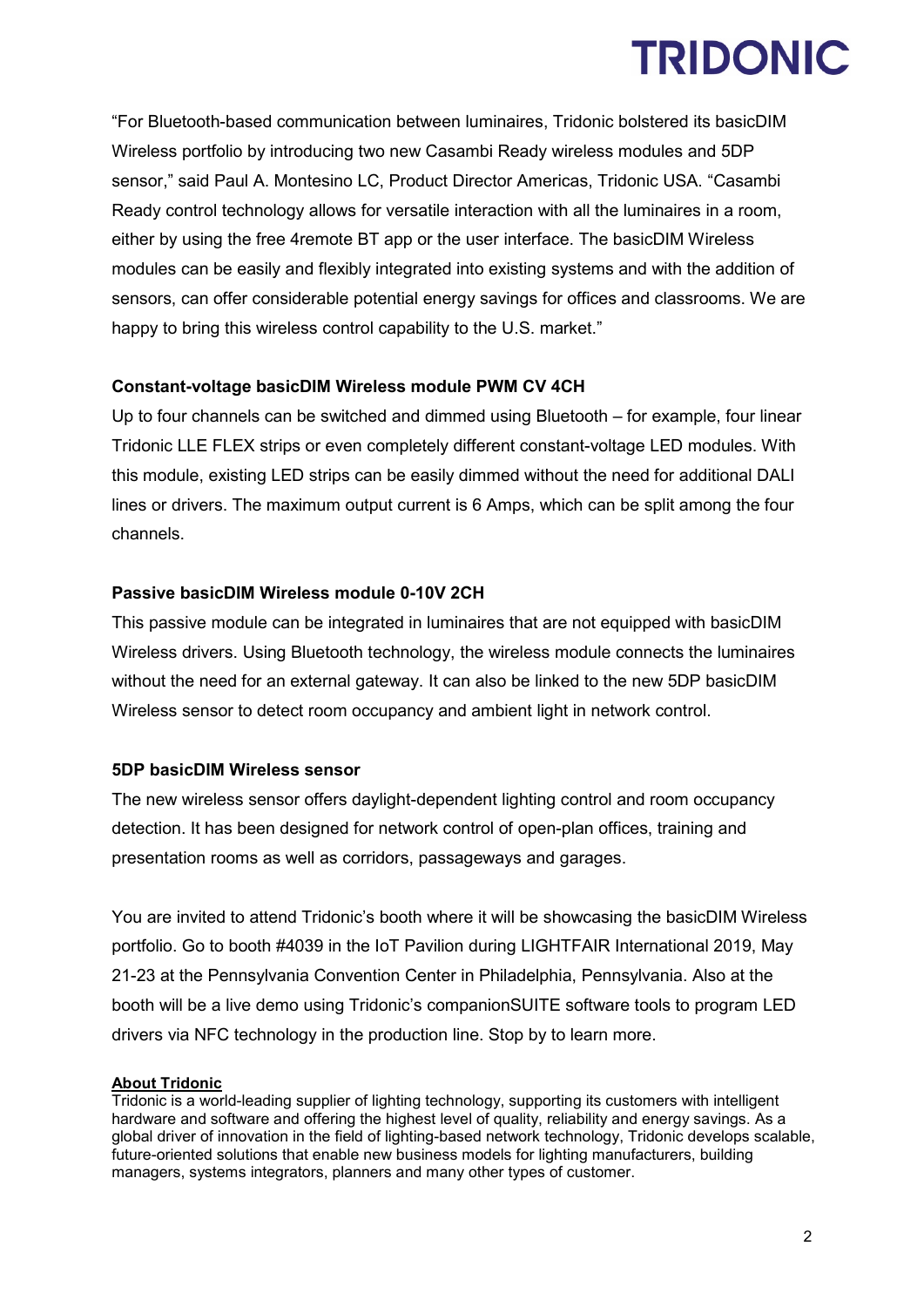"For Bluetooth-based communication between luminaires, Tridonic bolstered its basicDIM Wireless portfolio by introducing two new Casambi Ready wireless modules and 5DP sensor," said Paul A. Montesino LC, Product Director Americas, Tridonic USA. "Casambi Ready control technology allows for versatile interaction with all the luminaires in a room, either by using the free 4remote BT app or the user interface. The basicDIM Wireless modules can be easily and flexibly integrated into existing systems and with the addition of sensors, can offer considerable potential energy savings for offices and classrooms. We are happy to bring this wireless control capability to the U.S. market."

**Constant-voltage basicDIM Wireless module PWM CV 4CH**

Up to four channels can be switched and dimmed using Bluetooth – for example, four linear Tridonic LLE FLEX strips or even completely different constant-voltage LED modules. With this module, existing LED strips can be easily dimmed without the need for additional DALI lines or drivers. The maximum output current is 6 Amps, which can be split among the four channels.

**Passive basicDIM Wireless module 0-10V 2CH**

This passive module can be integrated in luminaires that are not equipped with basicDIM Wireless drivers. Using Bluetooth technology, the wireless module connects the luminaires without the need for an external gateway. It can also be linked to the new 5DP basicDIM Wireless sensor to detect room occupancy and ambient light in network control.

**5DP basicDIM Wireless sensor**

The new wireless sensor offers daylight-dependent lighting control and room occupancy detection. It has been designed for network control of open-plan offices, training and presentation rooms as well as corridors, passageways and garages.

You are invited to attend Tridonic's booth where it will be showcasing the basicDIM Wireless portfolio. Go to booth #4039 in the IoT Pavilion during LIGHTFAIR International 2019, May 21-23 at the Pennsylvania Convention Center in Philadelphia, Pennsylvania. Also at the booth will be a live demo using Tridonic's companionSUITE software tools to program LED drivers via NFC technology in the production line. Stop by to learn more.

**About Tridonic**

Tridonic is a world-leading supplier of lighting technology, supporting its customers with intelligent hardware and software and offering the highest level of quality, reliability and energy savings. As a global driver of innovation in the field of lighting-based network technology, Tridonic develops scalable, future-oriented solutions that enable new business models for lighting manufacturers, building managers, systems integrators, planners and many other types of customer.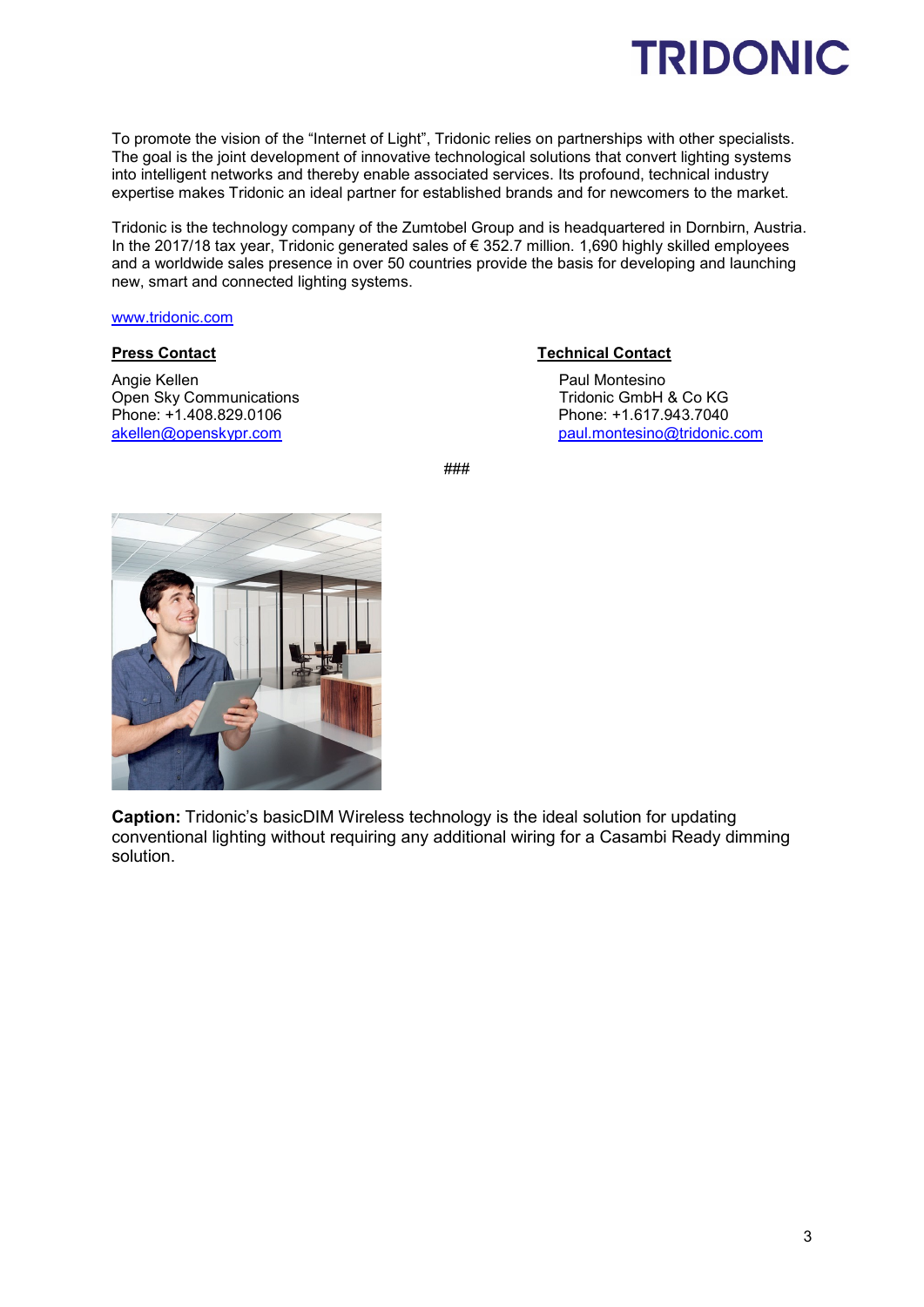To promote the vision of the "Internet of Light", Tridonic relies on partnerships with other specialists. The goal is the joint development of innovative technological solutions that convert lighting systems into intelligent networks and thereby enable associated services. Its profound, technical industry expertise makes Tridonic an ideal partner for established brands and for newcomers to the market.

Tridonic is the technology company of the Zumtobel Group and is headquartered in Dornbirn, Austria. In the 2017/18 tax year, Tridonic generated sales of € 352.7 million. 1,690 highly skilled employees and a worldwide sales presence in over 50 countries provide the basis for developing and launching new, smart and connected lighting systems.

www.tridonic.com

**Press Contact**

Angie Kellen
Open Sky Communications
Phone: +1.408.829.0106
akellen@openskypr.com

**Technical Contact**

Paul Montesino
Tridonic GmbH & Co KG
Phone: +1.617.943.7040
paul.montesino@tridonic.com

###

**Caption:** Tridonic's basicDIM Wireless technology is the ideal solution for updating conventional lighting without requiring any additional wiring for a Casambi Ready dimming solution.